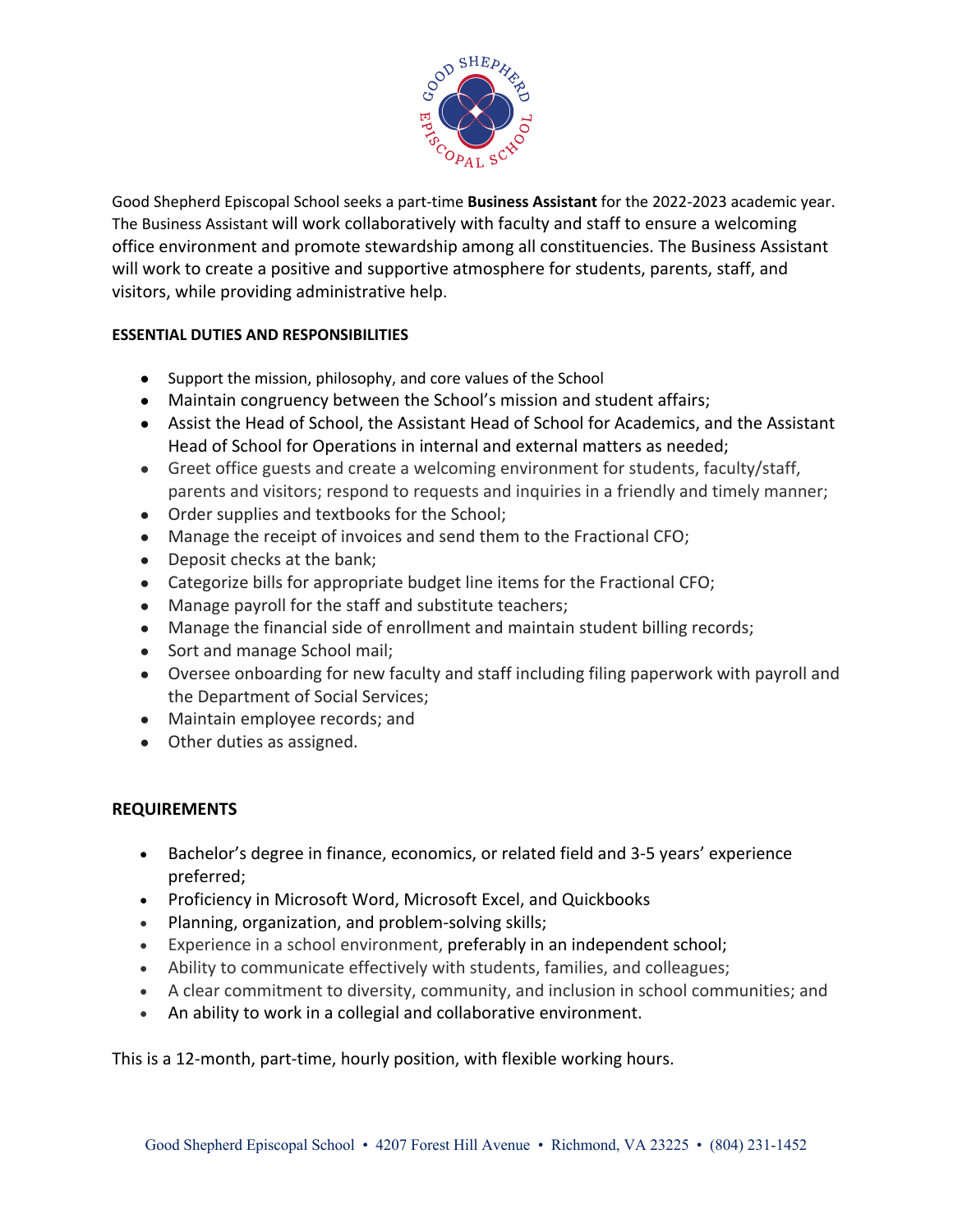Good Shepherd Episcopal School seeks a part-time **Business Assistant** for the 2022-2023 academic year. The Business Assistant will work collaboratively with faculty and staff to ensure a welcoming office environment and promote stewardship among all constituencies. The Business Assistant will work to create a positive and supportive atmosphere for students, parents, staff, and visitors, while providing administrative help.

**ESSENTIAL DUTIES AND RESPONSIBILITIES**

- Support the mission, philosophy, and core values of the School
- Maintain congruency between the School's mission and student affairs;
- Assist the Head of School, the Assistant Head of School for Academics, and the Assistant Head of School for Operations in internal and external matters as needed;
- Greet office guests and create a welcoming environment for students, faculty/staff, parents and visitors; respond to requests and inquiries in a friendly and timely manner;
- Order supplies and textbooks for the School;
- Manage the receipt of invoices and send them to the Fractional CFO;
- Deposit checks at the bank;
- Categorize bills for appropriate budget line items for the Fractional CFO;
- Manage payroll for the staff and substitute teachers;
- Manage the financial side of enrollment and maintain student billing records;
- Sort and manage School mail;
- Oversee onboarding for new faculty and staff including filing paperwork with payroll and the Department of Social Services;
- Maintain employee records; and
- Other duties as assigned.

**REQUIREMENTS**

- Bachelor's degree in finance, economics, or related field and 3-5 years' experience preferred;
- Proficiency in Microsoft Word, Microsoft Excel, and Quickbooks
- Planning, organization, and problem-solving skills;
- Experience in a school environment, preferably in an independent school;
- Ability to communicate effectively with students, families, and colleagues;
- A clear commitment to diversity, community, and inclusion in school communities; and
- An ability to work in a collegial and collaborative environment.

This is a 12-month, part-time, hourly position, with flexible working hours.

Good Shepherd Episcopal School • 4207 Forest Hill Avenue • Richmond, VA 23225 • (804) 231-1452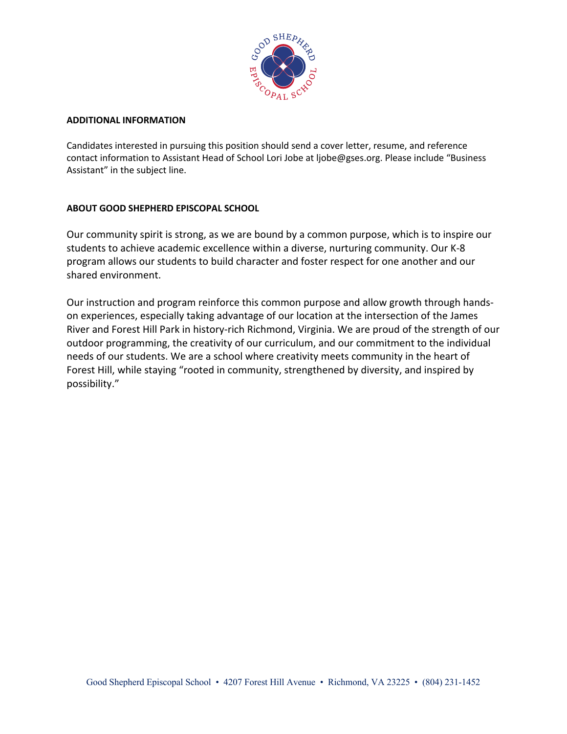## ADDITIONAL INFORMATION

Candidates interested in pursuing this position should send a cover letter, resume, and reference contact information to Assistant Head of School Lori Jobe at ljobe@gses.org. Please include "Business Assistant" in the subject line.

## ABOUT GOOD SHEPHERD EPISCOPAL SCHOOL

Our community spirit is strong, as we are bound by a common purpose, which is to inspire our students to achieve academic excellence within a diverse, nurturing community. Our K-8 program allows our students to build character and foster respect for one another and our shared environment.

Our instruction and program reinforce this common purpose and allow growth through hands-on experiences, especially taking advantage of our location at the intersection of the James River and Forest Hill Park in history-rich Richmond, Virginia. We are proud of the strength of our outdoor programming, the creativity of our curriculum, and our commitment to the individual needs of our students. We are a school where creativity meets community in the heart of Forest Hill, while staying "rooted in community, strengthened by diversity, and inspired by possibility."